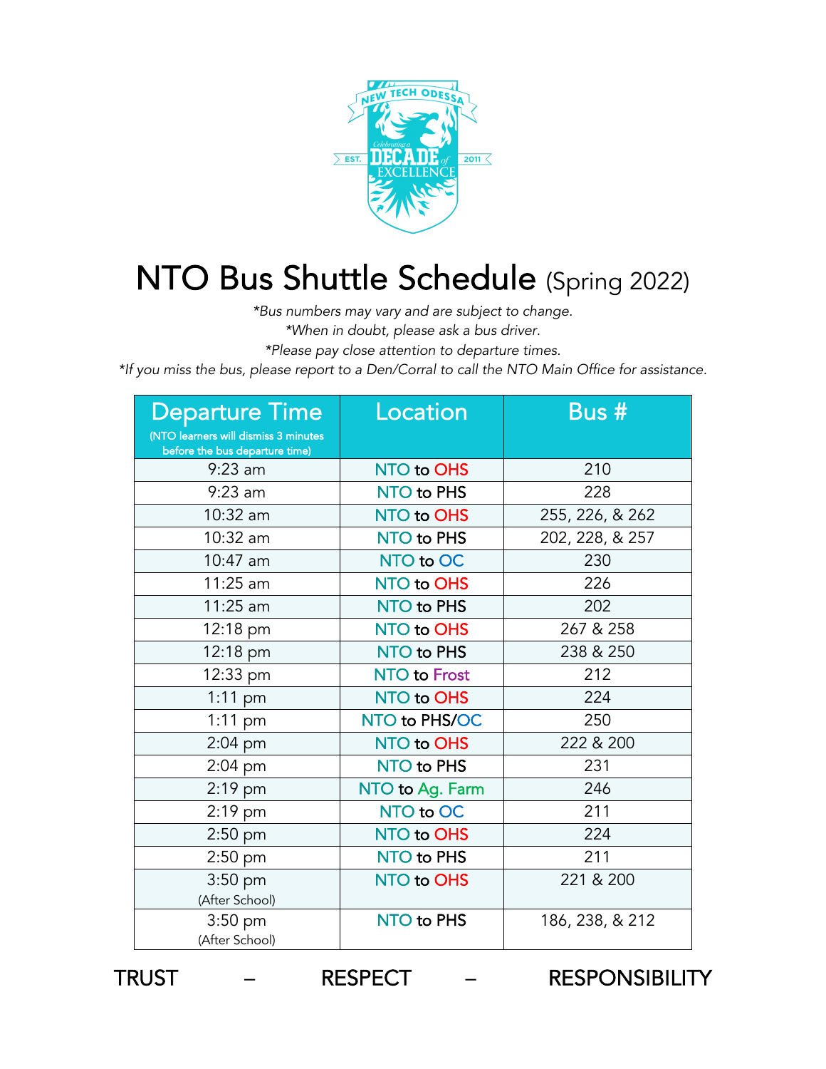# NTO Bus Shuttle Schedule (Spring 2022)

*\*Bus numbers may vary and are subject to change.*
*\*When in doubt, please ask a bus driver.*
*\*Please pay close attention to departure times.*
*\*If you miss the bus, please report to a Den/Corral to call the NTO Main Office for assistance.*

| Departure Time (NTO learners will dismiss 3 minutes before the bus departure time) | Location | Bus # |
|---|---|---|
| 9:23 am | NTO to OHS | 210 |
| 9:23 am | NTO to PHS | 228 |
| 10:32 am | NTO to OHS | 255, 226, & 262 |
| 10:32 am | NTO to PHS | 202, 228, & 257 |
| 10:47 am | NTO to OC | 230 |
| 11:25 am | NTO to OHS | 226 |
| 11:25 am | NTO to PHS | 202 |
| 12:18 pm | NTO to OHS | 267 & 258 |
| 12:18 pm | NTO to PHS | 238 & 250 |
| 12:33 pm | NTO to Frost | 212 |
| 1:11 pm | NTO to OHS | 224 |
| 1:11 pm | NTO to PHS/OC | 250 |
| 2:04 pm | NTO to OHS | 222 & 200 |
| 2:04 pm | NTO to PHS | 231 |
| 2:19 pm | NTO to Ag. Farm | 246 |
| 2:19 pm | NTO to OC | 211 |
| 2:50 pm | NTO to OHS | 224 |
| 2:50 pm | NTO to PHS | 211 |
| 3:50 pm (After School) | NTO to OHS | 221 & 200 |
| 3:50 pm (After School) | NTO to PHS | 186, 238, & 212 |

TRUST – RESPECT – RESPONSIBILITY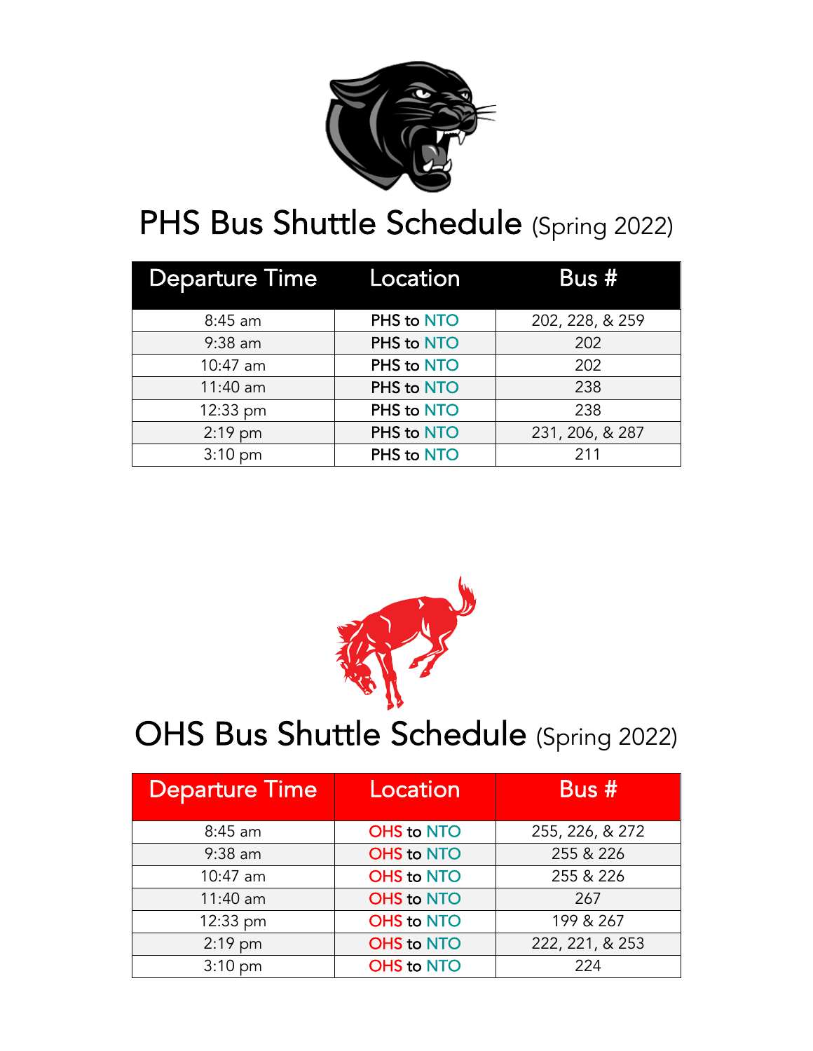# PHS Bus Shuttle Schedule (Spring 2022)

| Departure Time | Location | Bus # |
|---|---|---|
| 8:45 am | PHS to NTO | 202, 228, & 259 |
| 9:38 am | PHS to NTO | 202 |
| 10:47 am | PHS to NTO | 202 |
| 11:40 am | PHS to NTO | 238 |
| 12:33 pm | PHS to NTO | 238 |
| 2:19 pm | PHS to NTO | 231, 206, & 287 |
| 3:10 pm | PHS to NTO | 211 |

# OHS Bus Shuttle Schedule (Spring 2022)

| Departure Time | Location | Bus # |
|---|---|---|
| 8:45 am | OHS to NTO | 255, 226, & 272 |
| 9:38 am | OHS to NTO | 255 & 226 |
| 10:47 am | OHS to NTO | 255 & 226 |
| 11:40 am | OHS to NTO | 267 |
| 12:33 pm | OHS to NTO | 199 & 267 |
| 2:19 pm | OHS to NTO | 222, 221, & 253 |
| 3:10 pm | OHS to NTO | 224 |